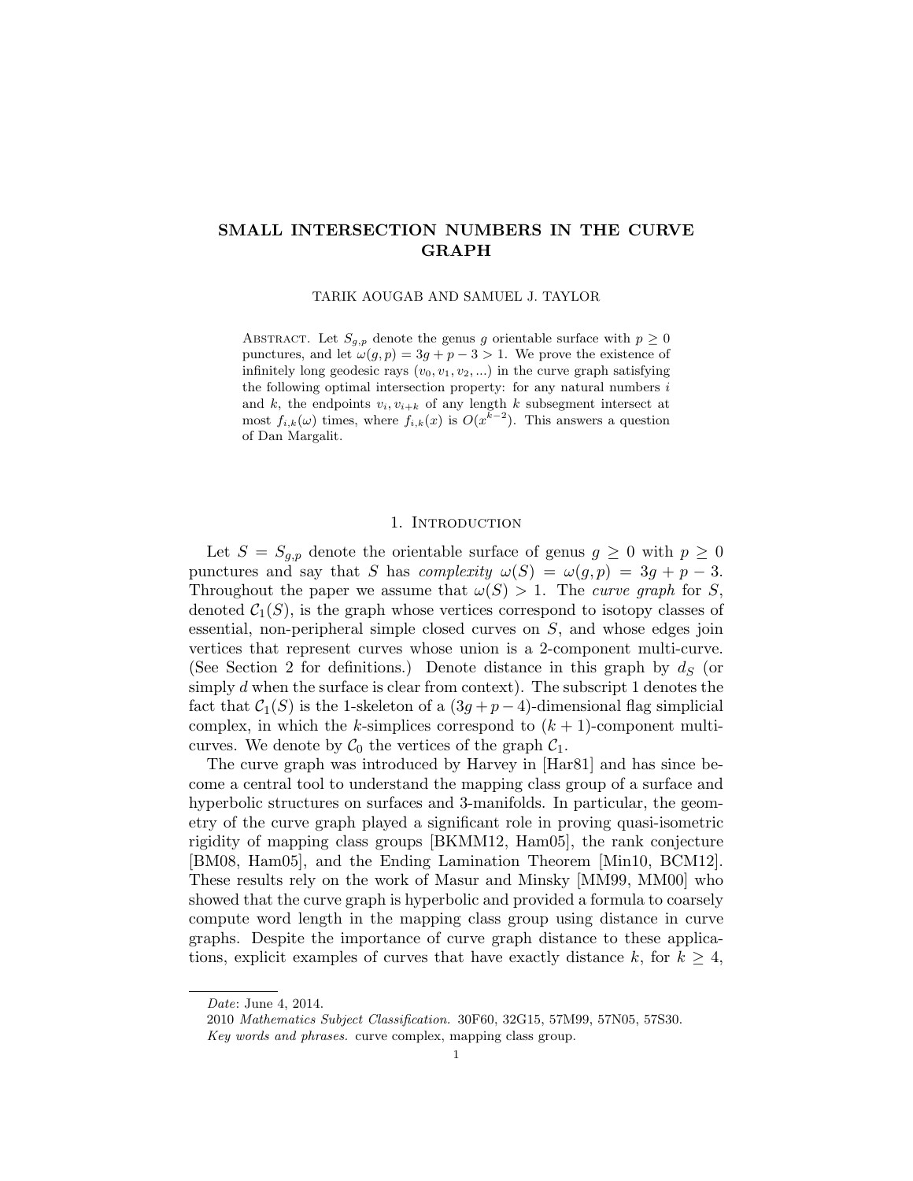# SMALL INTERSECTION NUMBERS IN THE CURVE GRAPH

TARIK AOUGAB AND SAMUEL J. TAYLOR

ABSTRACT. Let $S_{g,p}$ denote the genus $g$ orientable surface with $p \geq 0$ punctures, and let $\omega(g,p) = 3g + p - 3 > 1$. We prove the existence of infinitely long geodesic rays $(v_0, v_1, v_2, ...)$ in the curve graph satisfying the following optimal intersection property: for any natural numbers $i$ and $k$, the endpoints $v_i, v_{i+k}$ of any length $k$ subsegment intersect at most $f_{i,k}(\omega)$ times, where $f_{i,k}(x)$ is $O(x^{k-2})$. This answers a question of Dan Margalit.

## 1. INTRODUCTION

Let $S = S_{g,p}$ denote the orientable surface of genus $g \geq 0$ with $p \geq 0$ punctures and say that $S$ has *complexity* $\omega(S) = \omega(g,p) = 3g + p - 3$. Throughout the paper we assume that $\omega(S) > 1$. The *curve graph* for $S$, denoted $\mathcal{C}_1(S)$, is the graph whose vertices correspond to isotopy classes of essential, non-peripheral simple closed curves on $S$, and whose edges join vertices that represent curves whose union is a 2-component multi-curve. (See Section 2 for definitions.) Denote distance in this graph by $d_S$ (or simply $d$ when the surface is clear from context). The subscript 1 denotes the fact that $\mathcal{C}_1(S)$ is the 1-skeleton of a $(3g+p-4)$-dimensional flag simplicial complex, in which the $k$-simplices correspond to $(k+1)$-component multi-curves. We denote by $\mathcal{C}_0$ the vertices of the graph $\mathcal{C}_1$.

The curve graph was introduced by Harvey in [Har81] and has since become a central tool to understand the mapping class group of a surface and hyperbolic structures on surfaces and 3-manifolds. In particular, the geometry of the curve graph played a significant role in proving quasi-isometric rigidity of mapping class groups [BKMM12, Ham05], the rank conjecture [BM08, Ham05], and the Ending Lamination Theorem [Min10, BCM12]. These results rely on the work of Masur and Minsky [MM99, MM00] who showed that the curve graph is hyperbolic and provided a formula to coarsely compute word length in the mapping class group using distance in curve graphs. Despite the importance of curve graph distance to these applications, explicit examples of curves that have exactly distance $k$, for $k \geq 4$,

---

*Date*: June 4, 2014.

2010 *Mathematics Subject Classification.* 30F60, 32G15, 57M99, 57N05, 57S30.

*Key words and phrases.* curve complex, mapping class group.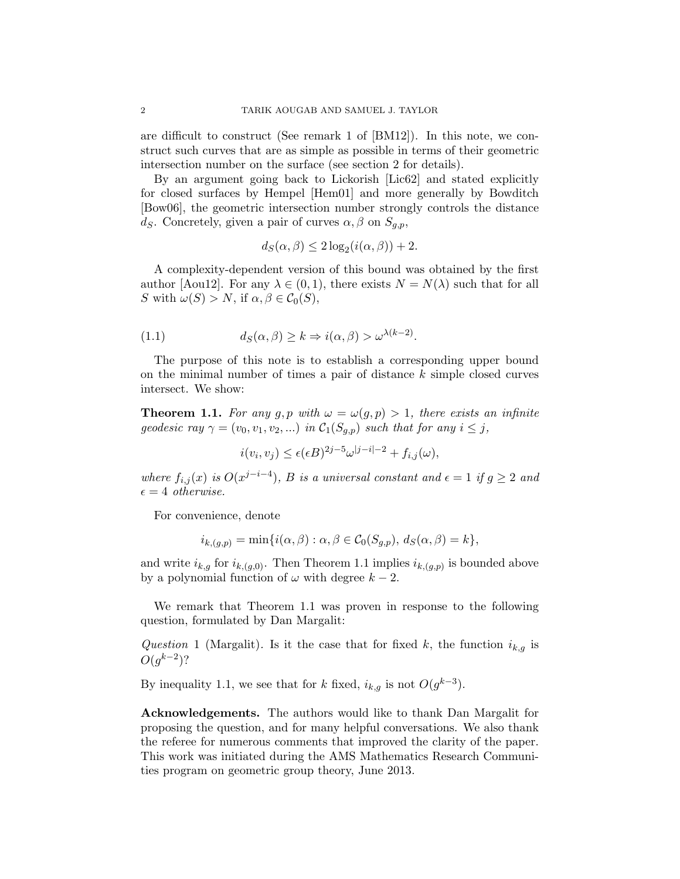are difficult to construct (See remark 1 of [BM12]). In this note, we construct such curves that are as simple as possible in terms of their geometric intersection number on the surface (see section 2 for details).

By an argument going back to Lickorish [Lic62] and stated explicitly for closed surfaces by Hempel [Hem01] and more generally by Bowditch [Bow06], the geometric intersection number strongly controls the distance $d_S$. Concretely, given a pair of curves $\alpha, \beta$ on $S_{g,p}$,

$$d_S(\alpha, \beta) \leq 2 \log_2(i(\alpha, \beta)) + 2.$$

A complexity-dependent version of this bound was obtained by the first author [Aou12]. For any $\lambda \in (0, 1)$, there exists $N = N(\lambda)$ such that for all $S$ with $\omega(S) > N$, if $\alpha, \beta \in \mathcal{C}_0(S)$,

$$d_S(\alpha, \beta) \geq k \Rightarrow i(\alpha, \beta) > \omega^{\lambda(k-2)}. \tag{1.1}$$

The purpose of this note is to establish a corresponding upper bound on the minimal number of times a pair of distance $k$ simple closed curves intersect. We show:

**Theorem 1.1.** *For any $g, p$ with $\omega = \omega(g, p) > 1$, there exists an infinite geodesic ray $\gamma = (v_0, v_1, v_2, ...)$ in $\mathcal{C}_1(S_{g,p})$ such that for any $i \leq j$,*

$$i(v_i, v_j) \leq \epsilon(\epsilon B)^{2j-5} \omega^{|j-i|-2} + f_{i,j}(\omega),$$

*where $f_{i,j}(x)$ is $O(x^{j-i-4})$, $B$ is a universal constant and $\epsilon = 1$ if $g \geq 2$ and $\epsilon = 4$ otherwise.*

For convenience, denote

$$i_{k,(g,p)} = \min\{i(\alpha, \beta) : \alpha, \beta \in \mathcal{C}_0(S_{g,p}),\ d_S(\alpha, \beta) = k\},$$

and write $i_{k,g}$ for $i_{k,(g,0)}$. Then Theorem 1.1 implies $i_{k,(g,p)}$ is bounded above by a polynomial function of $\omega$ with degree $k - 2$.

We remark that Theorem 1.1 was proven in response to the following question, formulated by Dan Margalit:

*Question* 1 (Margalit). Is it the case that for fixed $k$, the function $i_{k,g}$ is $O(g^{k-2})$?

By inequality 1.1, we see that for $k$ fixed, $i_{k,g}$ is not $O(g^{k-3})$.

**Acknowledgements.** The authors would like to thank Dan Margalit for proposing the question, and for many helpful conversations. We also thank the referee for numerous comments that improved the clarity of the paper. This work was initiated during the AMS Mathematics Research Communities program on geometric group theory, June 2013.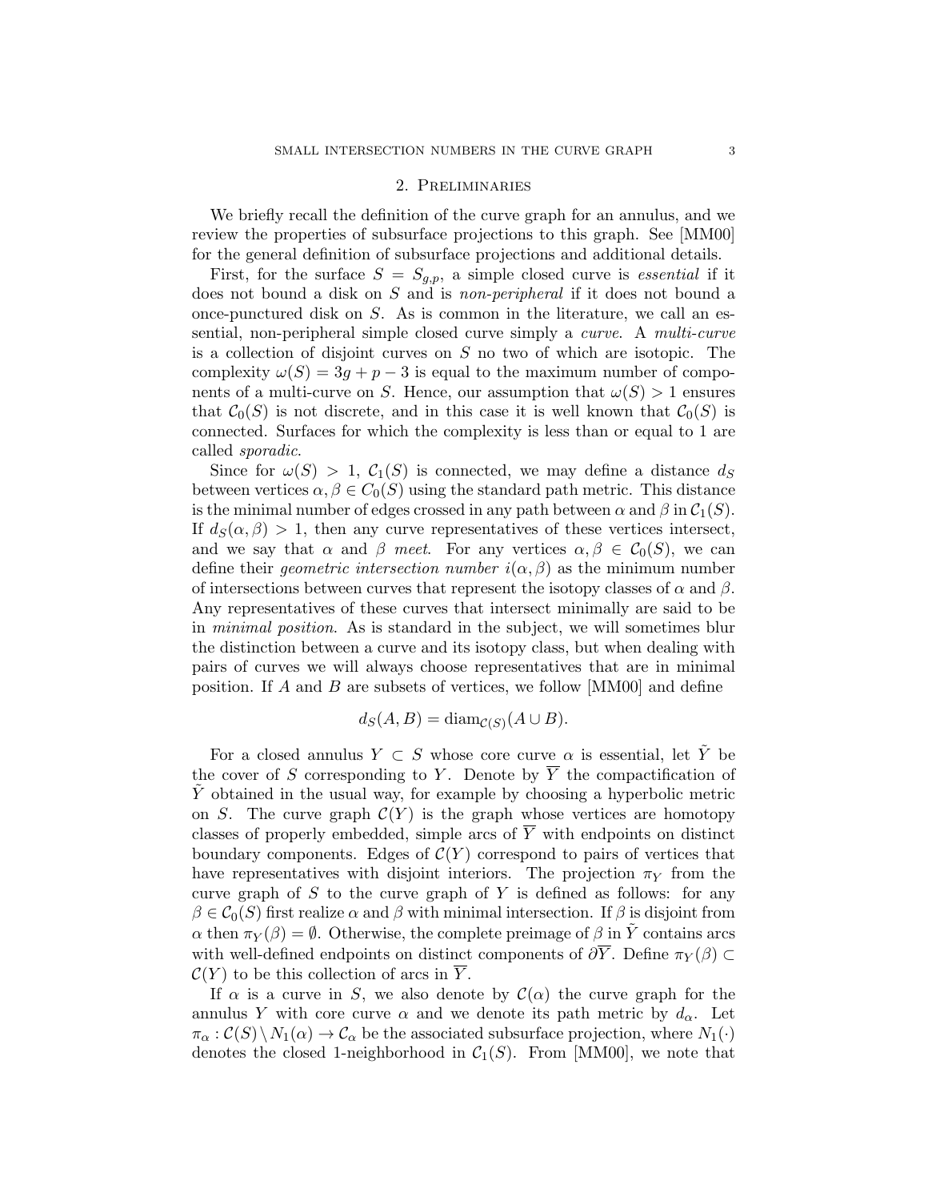## 2. Preliminaries

We briefly recall the definition of the curve graph for an annulus, and we review the properties of subsurface projections to this graph. See [MM00] for the general definition of subsurface projections and additional details.

First, for the surface $S = S_{g,p}$, a simple closed curve is *essential* if it does not bound a disk on $S$ and is *non-peripheral* if it does not bound a once-punctured disk on $S$. As is common in the literature, we call an essential, non-peripheral simple closed curve simply a *curve*. A *multi-curve* is a collection of disjoint curves on $S$ no two of which are isotopic. The complexity $\omega(S) = 3g + p - 3$ is equal to the maximum number of components of a multi-curve on $S$. Hence, our assumption that $\omega(S) > 1$ ensures that $\mathcal{C}_0(S)$ is not discrete, and in this case it is well known that $\mathcal{C}_0(S)$ is connected. Surfaces for which the complexity is less than or equal to 1 are called *sporadic*.

Since for $\omega(S) > 1$, $\mathcal{C}_1(S)$ is connected, we may define a distance $d_S$ between vertices $\alpha, \beta \in C_0(S)$ using the standard path metric. This distance is the minimal number of edges crossed in any path between $\alpha$ and $\beta$ in $\mathcal{C}_1(S)$. If $d_S(\alpha, \beta) > 1$, then any curve representatives of these vertices intersect, and we say that $\alpha$ and $\beta$ *meet*. For any vertices $\alpha, \beta \in \mathcal{C}_0(S)$, we can define their *geometric intersection number* $i(\alpha, \beta)$ as the minimum number of intersections between curves that represent the isotopy classes of $\alpha$ and $\beta$. Any representatives of these curves that intersect minimally are said to be in *minimal position*. As is standard in the subject, we will sometimes blur the distinction between a curve and its isotopy class, but when dealing with pairs of curves we will always choose representatives that are in minimal position. If $A$ and $B$ are subsets of vertices, we follow [MM00] and define

$$d_S(A, B) = \operatorname{diam}_{\mathcal{C}(S)}(A \cup B).$$

For a closed annulus $Y \subset S$ whose core curve $\alpha$ is essential, let $\tilde{Y}$ be the cover of $S$ corresponding to $Y$. Denote by $\overline{Y}$ the compactification of $\tilde{Y}$ obtained in the usual way, for example by choosing a hyperbolic metric on $S$. The curve graph $\mathcal{C}(Y)$ is the graph whose vertices are homotopy classes of properly embedded, simple arcs of $\overline{Y}$ with endpoints on distinct boundary components. Edges of $\mathcal{C}(Y)$ correspond to pairs of vertices that have representatives with disjoint interiors. The projection $\pi_Y$ from the curve graph of $S$ to the curve graph of $Y$ is defined as follows: for any $\beta \in \mathcal{C}_0(S)$ first realize $\alpha$ and $\beta$ with minimal intersection. If $\beta$ is disjoint from $\alpha$ then $\pi_Y(\beta) = \emptyset$. Otherwise, the complete preimage of $\beta$ in $\tilde{Y}$ contains arcs with well-defined endpoints on distinct components of $\partial\overline{Y}$. Define $\pi_Y(\beta) \subset \mathcal{C}(Y)$ to be this collection of arcs in $\overline{Y}$.

If $\alpha$ is a curve in $S$, we also denote by $\mathcal{C}(\alpha)$ the curve graph for the annulus $Y$ with core curve $\alpha$ and we denote its path metric by $d_\alpha$. Let $\pi_\alpha : \mathcal{C}(S) \setminus N_1(\alpha) \to \mathcal{C}_\alpha$ be the associated subsurface projection, where $N_1(\cdot)$ denotes the closed 1-neighborhood in $\mathcal{C}_1(S)$. From [MM00], we note that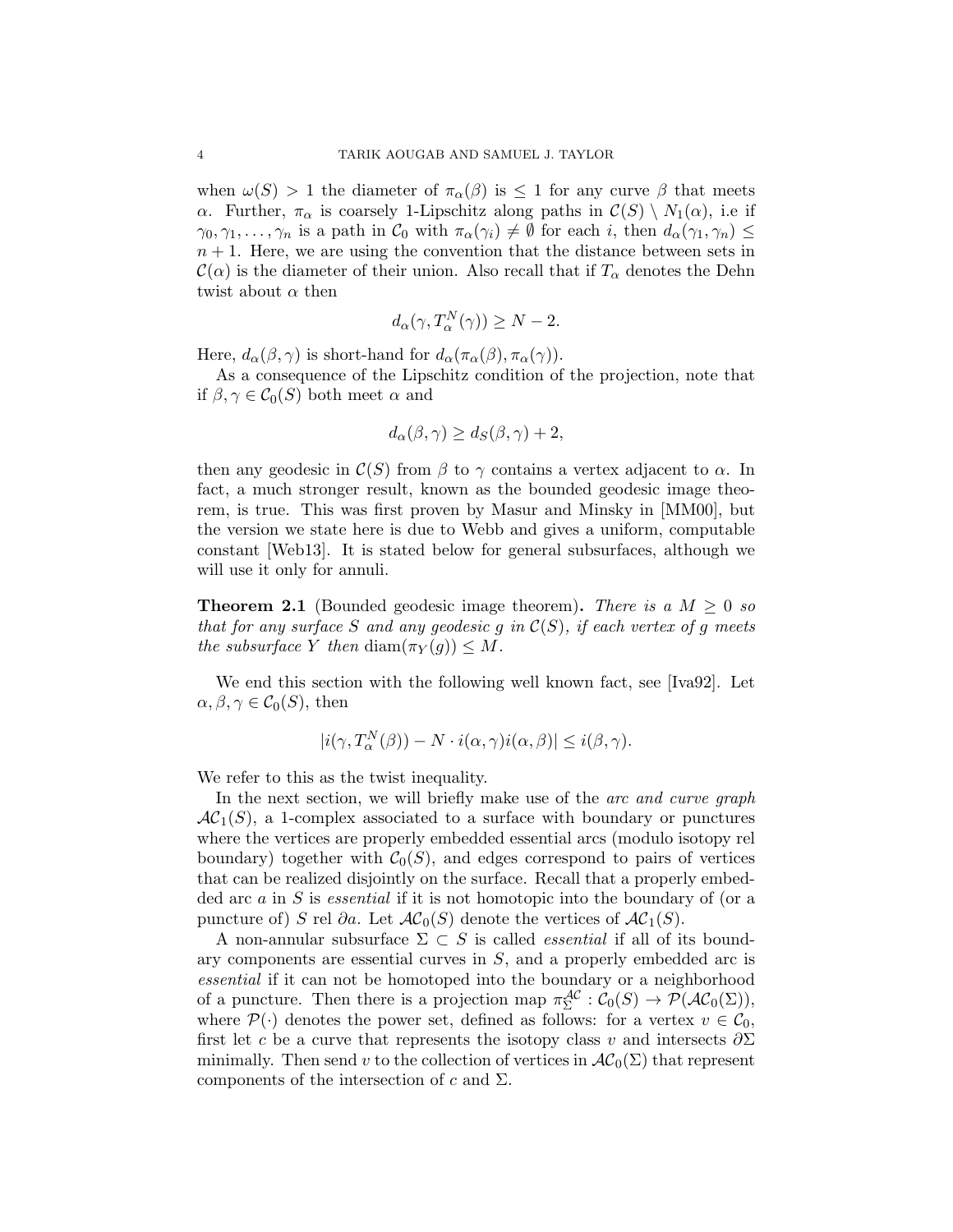when $\omega(S) > 1$ the diameter of $\pi_\alpha(\beta)$ is $\leq 1$ for any curve $\beta$ that meets $\alpha$. Further, $\pi_\alpha$ is coarsely 1-Lipschitz along paths in $\mathcal{C}(S) \setminus N_1(\alpha)$, i.e if $\gamma_0, \gamma_1, \ldots, \gamma_n$ is a path in $\mathcal{C}_0$ with $\pi_\alpha(\gamma_i) \neq \emptyset$ for each $i$, then $d_\alpha(\gamma_1, \gamma_n) \leq n+1$. Here, we are using the convention that the distance between sets in $\mathcal{C}(\alpha)$ is the diameter of their union. Also recall that if $T_\alpha$ denotes the Dehn twist about $\alpha$ then

$$d_\alpha(\gamma, T_\alpha^N(\gamma)) \geq N - 2.$$

Here, $d_\alpha(\beta, \gamma)$ is short-hand for $d_\alpha(\pi_\alpha(\beta), \pi_\alpha(\gamma))$.

As a consequence of the Lipschitz condition of the projection, note that if $\beta, \gamma \in \mathcal{C}_0(S)$ both meet $\alpha$ and

$$d_\alpha(\beta, \gamma) \geq d_S(\beta, \gamma) + 2,$$

then any geodesic in $\mathcal{C}(S)$ from $\beta$ to $\gamma$ contains a vertex adjacent to $\alpha$. In fact, a much stronger result, known as the bounded geodesic image theorem, is true. This was first proven by Masur and Minsky in [MM00], but the version we state here is due to Webb and gives a uniform, computable constant [Web13]. It is stated below for general subsurfaces, although we will use it only for annuli.

**Theorem 2.1** (Bounded geodesic image theorem)**.** *There is a $M \geq 0$ so that for any surface $S$ and any geodesic $g$ in $\mathcal{C}(S)$, if each vertex of $g$ meets the subsurface $Y$ then $\operatorname{diam}(\pi_Y(g)) \leq M$.*

We end this section with the following well known fact, see [Iva92]. Let $\alpha, \beta, \gamma \in \mathcal{C}_0(S)$, then

$$|i(\gamma, T_\alpha^N(\beta)) - N \cdot i(\alpha, \gamma) i(\alpha, \beta)| \leq i(\beta, \gamma).$$

We refer to this as the twist inequality.

In the next section, we will briefly make use of the *arc and curve graph* $\mathcal{AC}_1(S)$, a 1-complex associated to a surface with boundary or punctures where the vertices are properly embedded essential arcs (modulo isotopy rel boundary) together with $\mathcal{C}_0(S)$, and edges correspond to pairs of vertices that can be realized disjointly on the surface. Recall that a properly embedded arc $a$ in $S$ is *essential* if it is not homotopic into the boundary of (or a puncture of) $S$ rel $\partial a$. Let $\mathcal{AC}_0(S)$ denote the vertices of $\mathcal{AC}_1(S)$.

A non-annular subsurface $\Sigma \subset S$ is called *essential* if all of its boundary components are essential curves in $S$, and a properly embedded arc is *essential* if it can not be homotoped into the boundary or a neighborhood of a puncture. Then there is a projection map $\pi_\Sigma^{\mathcal{AC}} : \mathcal{C}_0(S) \to \mathcal{P}(\mathcal{AC}_0(\Sigma))$, where $\mathcal{P}(\cdot)$ denotes the power set, defined as follows: for a vertex $v \in \mathcal{C}_0$, first let $c$ be a curve that represents the isotopy class $v$ and intersects $\partial\Sigma$ minimally. Then send $v$ to the collection of vertices in $\mathcal{AC}_0(\Sigma)$ that represent components of the intersection of $c$ and $\Sigma$.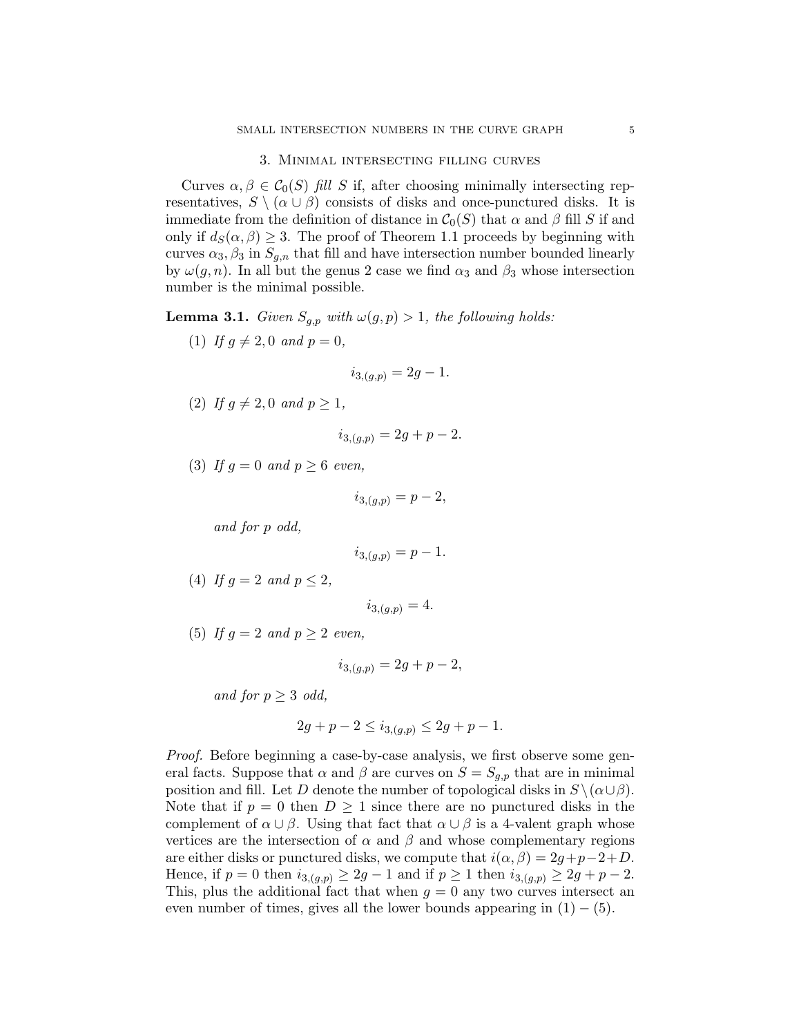## 3. Minimal intersecting filling curves

Curves $\alpha, \beta \in \mathcal{C}_0(S)$ *fill* $S$ if, after choosing minimally intersecting representatives, $S \setminus (\alpha \cup \beta)$ consists of disks and once-punctured disks. It is immediate from the definition of distance in $\mathcal{C}_0(S)$ that $\alpha$ and $\beta$ fill $S$ if and only if $d_S(\alpha, \beta) \geq 3$. The proof of Theorem 1.1 proceeds by beginning with curves $\alpha_3, \beta_3$ in $S_{g,n}$ that fill and have intersection number bounded linearly by $\omega(g, n)$. In all but the genus 2 case we find $\alpha_3$ and $\beta_3$ whose intersection number is the minimal possible.

**Lemma 3.1.** *Given $S_{g,p}$ with $\omega(g,p) > 1$, the following holds:*

(1) *If $g \neq 2, 0$ and $p = 0$,*

$$i_{3,(g,p)} = 2g - 1.$$

(2) *If $g \neq 2, 0$ and $p \geq 1$,*

$$i_{3,(g,p)} = 2g + p - 2.$$

(3) *If $g = 0$ and $p \geq 6$ even,*

$$i_{3,(g,p)} = p - 2,$$

*and for $p$ odd,*

$$i_{3,(g,p)} = p - 1.$$

(4) *If $g = 2$ and $p \leq 2$,*

$$i_{3,(g,p)} = 4.$$

(5) *If $g = 2$ and $p \geq 2$ even,*

$$i_{3,(g,p)} = 2g + p - 2,$$

*and for $p \geq 3$ odd,*

$$2g + p - 2 \leq i_{3,(g,p)} \leq 2g + p - 1.$$

*Proof.* Before beginning a case-by-case analysis, we first observe some general facts. Suppose that $\alpha$ and $\beta$ are curves on $S = S_{g,p}$ that are in minimal position and fill. Let $D$ denote the number of topological disks in $S \setminus (\alpha \cup \beta)$. Note that if $p = 0$ then $D \geq 1$ since there are no punctured disks in the complement of $\alpha \cup \beta$. Using that fact that $\alpha \cup \beta$ is a 4-valent graph whose vertices are the intersection of $\alpha$ and $\beta$ and whose complementary regions are either disks or punctured disks, we compute that $i(\alpha, \beta) = 2g + p - 2 + D$. Hence, if $p = 0$ then $i_{3,(g,p)} \geq 2g - 1$ and if $p \geq 1$ then $i_{3,(g,p)} \geq 2g + p - 2$. This, plus the additional fact that when $g = 0$ any two curves intersect an even number of times, gives all the lower bounds appearing in $(1) - (5)$.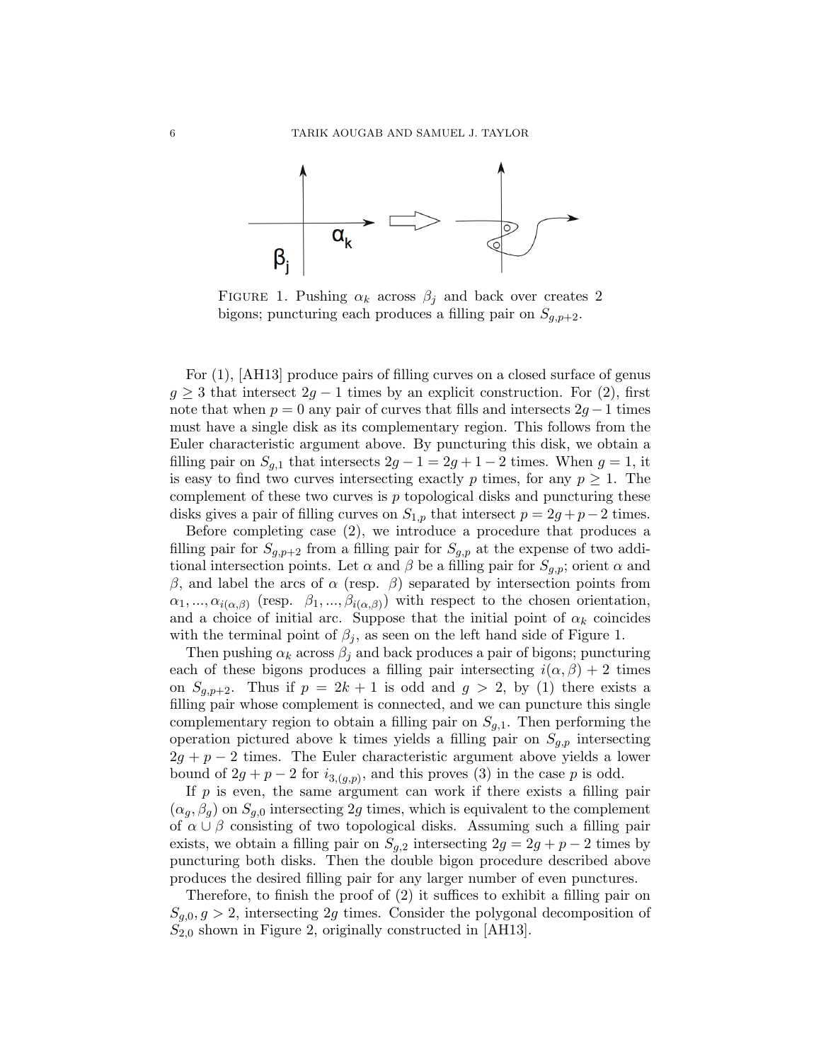FIGURE 1. Pushing $\alpha_k$ across $\beta_j$ and back over creates 2 bigons; puncturing each produces a filling pair on $S_{g,p+2}$.

For (1), [AH13] produce pairs of filling curves on a closed surface of genus $g \geq 3$ that intersect $2g-1$ times by an explicit construction. For (2), first note that when $p = 0$ any pair of curves that fills and intersects $2g-1$ times must have a single disk as its complementary region. This follows from the Euler characteristic argument above. By puncturing this disk, we obtain a filling pair on $S_{g,1}$ that intersects $2g-1 = 2g+1-2$ times. When $g = 1$, it is easy to find two curves intersecting exactly $p$ times, for any $p \geq 1$. The complement of these two curves is $p$ topological disks and puncturing these disks gives a pair of filling curves on $S_{1,p}$ that intersect $p = 2g+p-2$ times.

Before completing case (2), we introduce a procedure that produces a filling pair for $S_{g,p+2}$ from a filling pair for $S_{g,p}$ at the expense of two additional intersection points. Let $\alpha$ and $\beta$ be a filling pair for $S_{g,p}$; orient $\alpha$ and $\beta$, and label the arcs of $\alpha$ (resp. $\beta$) separated by intersection points from $\alpha_1, ..., \alpha_{i(\alpha,\beta)}$ (resp. $\beta_1, ..., \beta_{i(\alpha,\beta)}$) with respect to the chosen orientation, and a choice of initial arc. Suppose that the initial point of $\alpha_k$ coincides with the terminal point of $\beta_j$, as seen on the left hand side of Figure 1.

Then pushing $\alpha_k$ across $\beta_j$ and back produces a pair of bigons; puncturing each of these bigons produces a filling pair intersecting $i(\alpha, \beta) + 2$ times on $S_{g,p+2}$. Thus if $p = 2k+1$ is odd and $g > 2$, by (1) there exists a filling pair whose complement is connected, and we can puncture this single complementary region to obtain a filling pair on $S_{g,1}$. Then performing the operation pictured above k times yields a filling pair on $S_{g,p}$ intersecting $2g+p-2$ times. The Euler characteristic argument above yields a lower bound of $2g+p-2$ for $i_{3,(g,p)}$, and this proves (3) in the case $p$ is odd.

If $p$ is even, the same argument can work if there exists a filling pair $(\alpha_g, \beta_g)$ on $S_{g,0}$ intersecting $2g$ times, which is equivalent to the complement of $\alpha \cup \beta$ consisting of two topological disks. Assuming such a filling pair exists, we obtain a filling pair on $S_{g,2}$ intersecting $2g = 2g+p-2$ times by puncturing both disks. Then the double bigon procedure described above produces the desired filling pair for any larger number of even punctures.

Therefore, to finish the proof of (2) it suffices to exhibit a filling pair on $S_{g,0}, g > 2$, intersecting $2g$ times. Consider the polygonal decomposition of $S_{2,0}$ shown in Figure 2, originally constructed in [AH13].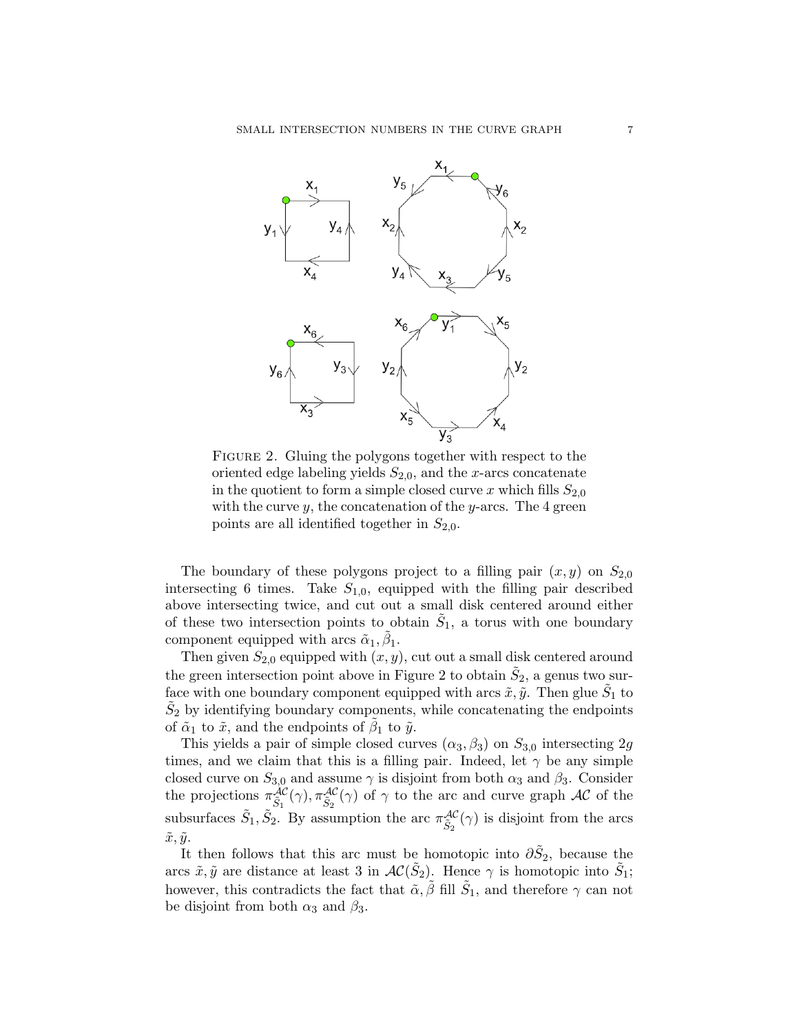FIGURE 2. Gluing the polygons together with respect to the oriented edge labeling yields $S_{2,0}$, and the $x$-arcs concatenate in the quotient to form a simple closed curve $x$ which fills $S_{2,0}$ with the curve $y$, the concatenation of the $y$-arcs. The 4 green points are all identified together in $S_{2,0}$.

The boundary of these polygons project to a filling pair $(x, y)$ on $S_{2,0}$ intersecting 6 times. Take $S_{1,0}$, equipped with the filling pair described above intersecting twice, and cut out a small disk centered around either of these two intersection points to obtain $\tilde{S}_1$, a torus with one boundary component equipped with arcs $\tilde{\alpha}_1, \tilde{\beta}_1$.

Then given $S_{2,0}$ equipped with $(x, y)$, cut out a small disk centered around the green intersection point above in Figure 2 to obtain $\tilde{S}_2$, a genus two surface with one boundary component equipped with arcs $\tilde{x}, \tilde{y}$. Then glue $\tilde{S}_1$ to $\tilde{S}_2$ by identifying boundary components, while concatenating the endpoints of $\tilde{\alpha}_1$ to $\tilde{x}$, and the endpoints of $\tilde{\beta}_1$ to $\tilde{y}$.

This yields a pair of simple closed curves $(\alpha_3, \beta_3)$ on $S_{3,0}$ intersecting $2g$ times, and we claim that this is a filling pair. Indeed, let $\gamma$ be any simple closed curve on $S_{3,0}$ and assume $\gamma$ is disjoint from both $\alpha_3$ and $\beta_3$. Consider the projections $\pi^{\mathcal{AC}}_{\tilde{S}_1}(\gamma), \pi^{\mathcal{AC}}_{\tilde{S}_2}(\gamma)$ of $\gamma$ to the arc and curve graph $\mathcal{AC}$ of the subsurfaces $\tilde{S}_1, \tilde{S}_2$. By assumption the arc $\pi^{\mathcal{AC}}_{\tilde{S}_2}(\gamma)$ is disjoint from the arcs $\tilde{x}, \tilde{y}$.

It then follows that this arc must be homotopic into $\partial\tilde{S}_2$, because the arcs $\tilde{x}, \tilde{y}$ are distance at least 3 in $\mathcal{AC}(\tilde{S}_2)$. Hence $\gamma$ is homotopic into $\tilde{S}_1$; however, this contradicts the fact that $\tilde{\alpha}, \tilde{\beta}$ fill $\tilde{S}_1$, and therefore $\gamma$ can not be disjoint from both $\alpha_3$ and $\beta_3$.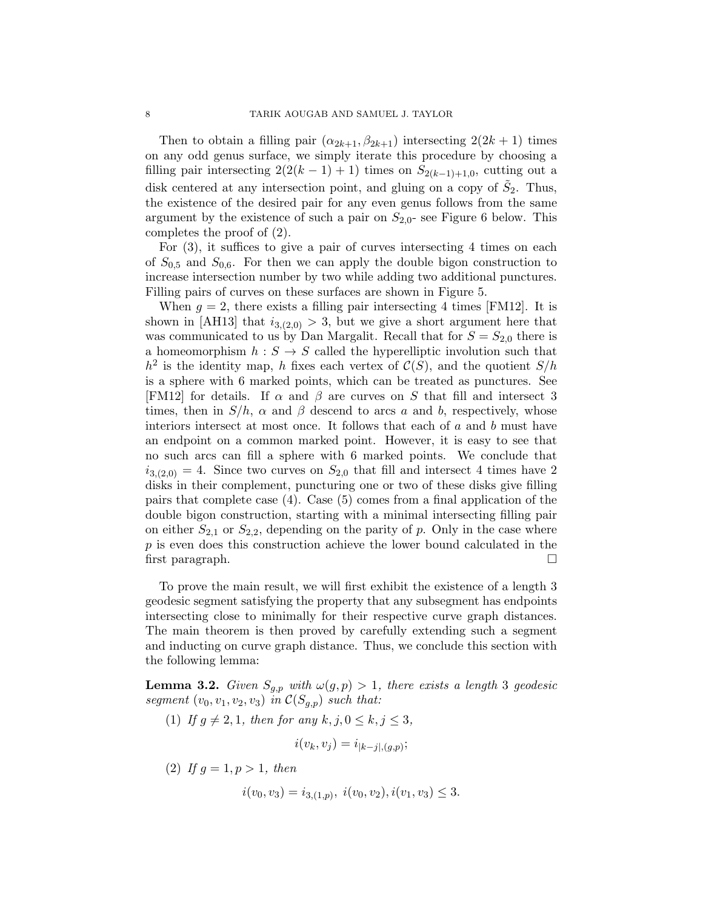Then to obtain a filling pair $(\alpha_{2k+1}, \beta_{2k+1})$ intersecting $2(2k+1)$ times on any odd genus surface, we simply iterate this procedure by choosing a filling pair intersecting $2(2(k-1)+1)$ times on $S_{2(k-1)+1,0}$, cutting out a disk centered at any intersection point, and gluing on a copy of $\tilde{S}_2$. Thus, the existence of the desired pair for any even genus follows from the same argument by the existence of such a pair on $S_{2,0}$- see Figure 6 below. This completes the proof of (2).

For (3), it suffices to give a pair of curves intersecting 4 times on each of $S_{0,5}$ and $S_{0,6}$. For then we can apply the double bigon construction to increase intersection number by two while adding two additional punctures. Filling pairs of curves on these surfaces are shown in Figure 5.

When $g = 2$, there exists a filling pair intersecting 4 times [FM12]. It is shown in [AH13] that $i_{3,(2,0)} > 3$, but we give a short argument here that was communicated to us by Dan Margalit. Recall that for $S = S_{2,0}$ there is a homeomorphism $h : S \to S$ called the hyperelliptic involution such that $h^2$ is the identity map, $h$ fixes each vertex of $\mathcal{C}(S)$, and the quotient $S/h$ is a sphere with 6 marked points, which can be treated as punctures. See [FM12] for details. If $\alpha$ and $\beta$ are curves on $S$ that fill and intersect 3 times, then in $S/h$, $\alpha$ and $\beta$ descend to arcs $a$ and $b$, respectively, whose interiors intersect at most once. It follows that each of $a$ and $b$ must have an endpoint on a common marked point. However, it is easy to see that no such arcs can fill a sphere with 6 marked points. We conclude that $i_{3,(2,0)} = 4$. Since two curves on $S_{2,0}$ that fill and intersect 4 times have 2 disks in their complement, puncturing one or two of these disks give filling pairs that complete case (4). Case (5) comes from a final application of the double bigon construction, starting with a minimal intersecting filling pair on either $S_{2,1}$ or $S_{2,2}$, depending on the parity of $p$. Only in the case where $p$ is even does this construction achieve the lower bound calculated in the first paragraph. $\square$

To prove the main result, we will first exhibit the existence of a length 3 geodesic segment satisfying the property that any subsegment has endpoints intersecting close to minimally for their respective curve graph distances. The main theorem is then proved by carefully extending such a segment and inducting on curve graph distance. Thus, we conclude this section with the following lemma:

**Lemma 3.2.** *Given $S_{g,p}$ with $\omega(g,p) > 1$, there exists a length 3 geodesic segment $(v_0, v_1, v_2, v_3)$ in $\mathcal{C}(S_{g,p})$ such that:*

(1) *If $g \neq 2, 1$, then for any $k, j, 0 \leq k, j \leq 3$,*

$$i(v_k, v_j) = i_{|k-j|,(g,p)};$$

(2) *If $g = 1, p > 1$, then*

$$i(v_0, v_3) = i_{3,(1,p)},\ i(v_0, v_2), i(v_1, v_3) \leq 3.$$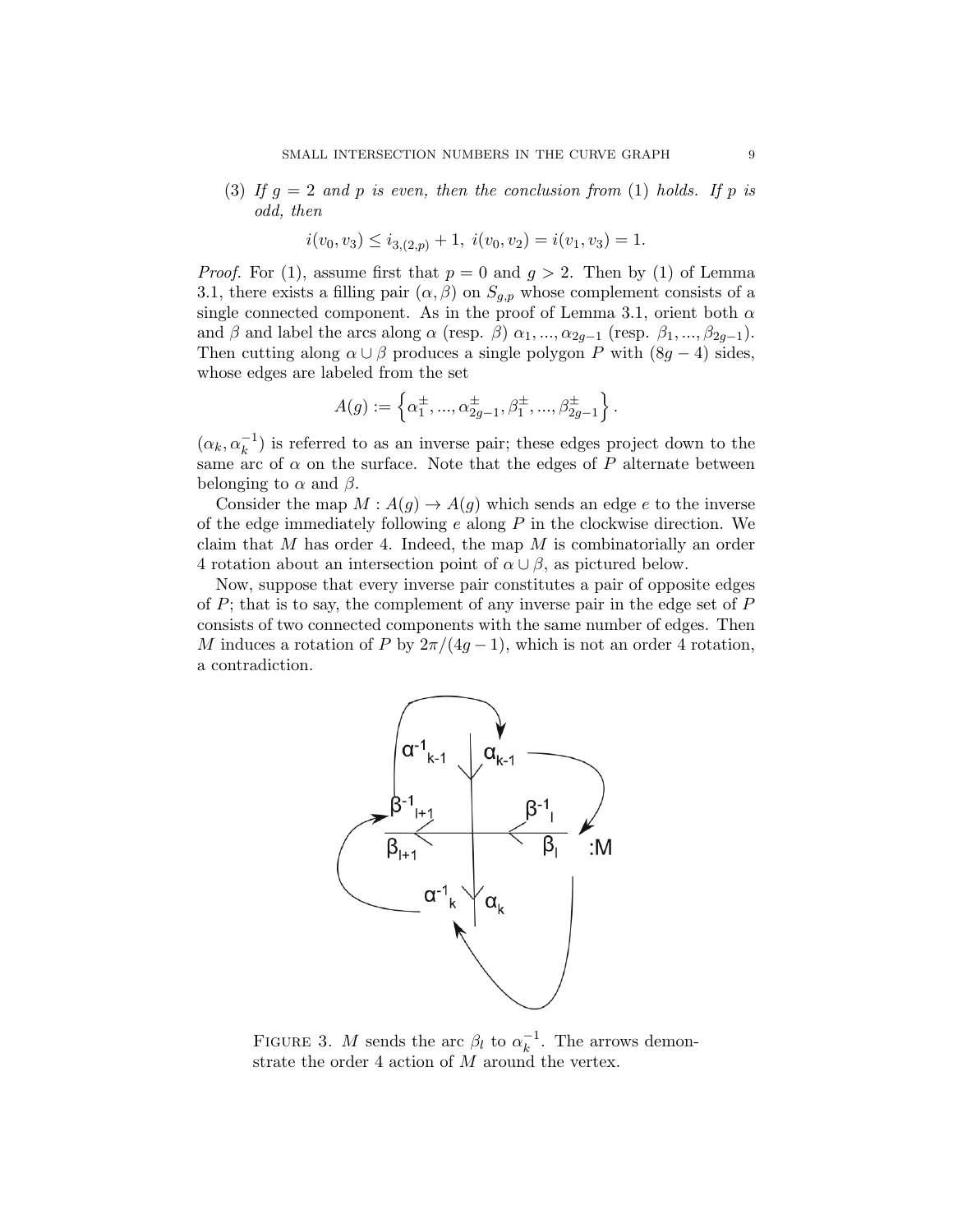(3) *If $g = 2$ and $p$ is even, then the conclusion from* (1) *holds. If $p$ is odd, then*

$$i(v_0, v_3) \leq i_{3,(2,p)} + 1, \ i(v_0, v_2) = i(v_1, v_3) = 1.$$

*Proof.* For (1), assume first that $p = 0$ and $g > 2$. Then by (1) of Lemma 3.1, there exists a filling pair $(\alpha, \beta)$ on $S_{g,p}$ whose complement consists of a single connected component. As in the proof of Lemma 3.1, orient both $\alpha$ and $\beta$ and label the arcs along $\alpha$ (resp. $\beta$) $\alpha_1, ..., \alpha_{2g-1}$ (resp. $\beta_1, ..., \beta_{2g-1}$). Then cutting along $\alpha \cup \beta$ produces a single polygon $P$ with $(8g - 4)$ sides, whose edges are labeled from the set

$$A(g) := \left\{ \alpha_1^{\pm}, ..., \alpha_{2g-1}^{\pm}, \beta_1^{\pm}, ..., \beta_{2g-1}^{\pm} \right\}.$$

$(\alpha_k, \alpha_k^{-1})$ is referred to as an inverse pair; these edges project down to the same arc of $\alpha$ on the surface. Note that the edges of $P$ alternate between belonging to $\alpha$ and $\beta$.

Consider the map $M : A(g) \to A(g)$ which sends an edge $e$ to the inverse of the edge immediately following $e$ along $P$ in the clockwise direction. We claim that $M$ has order 4. Indeed, the map $M$ is combinatorially an order 4 rotation about an intersection point of $\alpha \cup \beta$, as pictured below.

Now, suppose that every inverse pair constitutes a pair of opposite edges of $P$; that is to say, the complement of any inverse pair in the edge set of $P$ consists of two connected components with the same number of edges. Then $M$ induces a rotation of $P$ by $2\pi/(4g - 1)$, which is not an order 4 rotation, a contradiction.

FIGURE 3. $M$ sends the arc $\beta_l$ to $\alpha_k^{-1}$. The arrows demonstrate the order 4 action of $M$ around the vertex.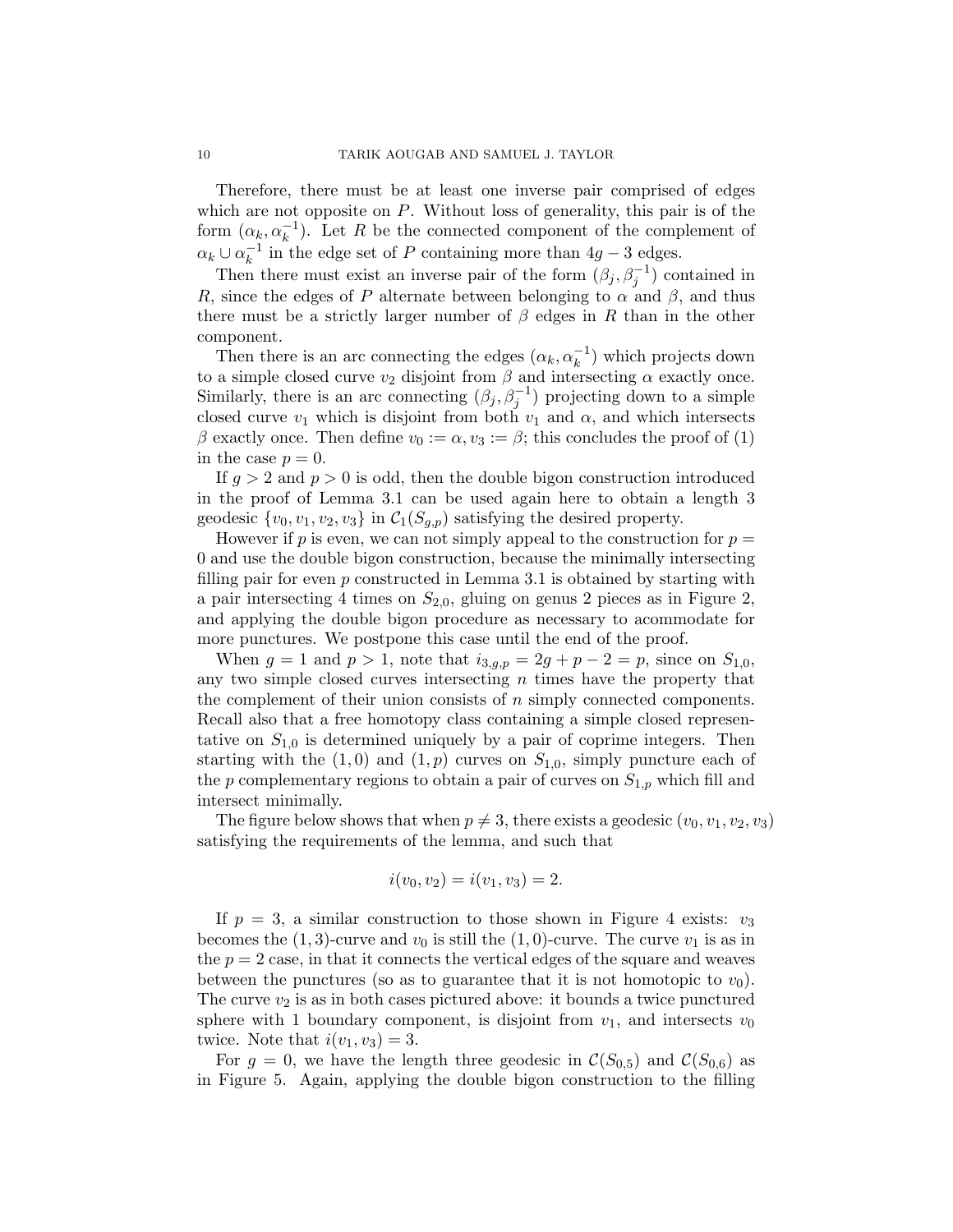Therefore, there must be at least one inverse pair comprised of edges which are not opposite on $P$. Without loss of generality, this pair is of the form $(\alpha_k, \alpha_k^{-1})$. Let $R$ be the connected component of the complement of $\alpha_k \cup \alpha_k^{-1}$ in the edge set of $P$ containing more than $4g-3$ edges.

Then there must exist an inverse pair of the form $(\beta_j, \beta_j^{-1})$ contained in $R$, since the edges of $P$ alternate between belonging to $\alpha$ and $\beta$, and thus there must be a strictly larger number of $\beta$ edges in $R$ than in the other component.

Then there is an arc connecting the edges $(\alpha_k, \alpha_k^{-1})$ which projects down to a simple closed curve $v_2$ disjoint from $\beta$ and intersecting $\alpha$ exactly once. Similarly, there is an arc connecting $(\beta_j, \beta_j^{-1})$ projecting down to a simple closed curve $v_1$ which is disjoint from both $v_1$ and $\alpha$, and which intersects $\beta$ exactly once. Then define $v_0 := \alpha, v_3 := \beta$; this concludes the proof of (1) in the case $p = 0$.

If $g > 2$ and $p > 0$ is odd, then the double bigon construction introduced in the proof of Lemma 3.1 can be used again here to obtain a length 3 geodesic $\{v_0, v_1, v_2, v_3\}$ in $\mathcal{C}_1(S_{g,p})$ satisfying the desired property.

However if $p$ is even, we can not simply appeal to the construction for $p = 0$ and use the double bigon construction, because the minimally intersecting filling pair for even $p$ constructed in Lemma 3.1 is obtained by starting with a pair intersecting 4 times on $S_{2,0}$, gluing on genus 2 pieces as in Figure 2, and applying the double bigon procedure as necessary to acommodate for more punctures. We postpone this case until the end of the proof.

When $g = 1$ and $p > 1$, note that $i_{3,g,p} = 2g + p - 2 = p$, since on $S_{1,0}$, any two simple closed curves intersecting $n$ times have the property that the complement of their union consists of $n$ simply connected components. Recall also that a free homotopy class containing a simple closed representative on $S_{1,0}$ is determined uniquely by a pair of coprime integers. Then starting with the $(1,0)$ and $(1,p)$ curves on $S_{1,0}$, simply puncture each of the $p$ complementary regions to obtain a pair of curves on $S_{1,p}$ which fill and intersect minimally.

The figure below shows that when $p \neq 3$, there exists a geodesic $(v_0, v_1, v_2, v_3)$ satisfying the requirements of the lemma, and such that

$$i(v_0, v_2) = i(v_1, v_3) = 2.$$

If $p = 3$, a similar construction to those shown in Figure 4 exists: $v_3$ becomes the $(1,3)$-curve and $v_0$ is still the $(1,0)$-curve. The curve $v_1$ is as in the $p = 2$ case, in that it connects the vertical edges of the square and weaves between the punctures (so as to guarantee that it is not homotopic to $v_0$). The curve $v_2$ is as in both cases pictured above: it bounds a twice punctured sphere with 1 boundary component, is disjoint from $v_1$, and intersects $v_0$ twice. Note that $i(v_1, v_3) = 3$.

For $g = 0$, we have the length three geodesic in $\mathcal{C}(S_{0,5})$ and $\mathcal{C}(S_{0,6})$ as in Figure 5. Again, applying the double bigon construction to the filling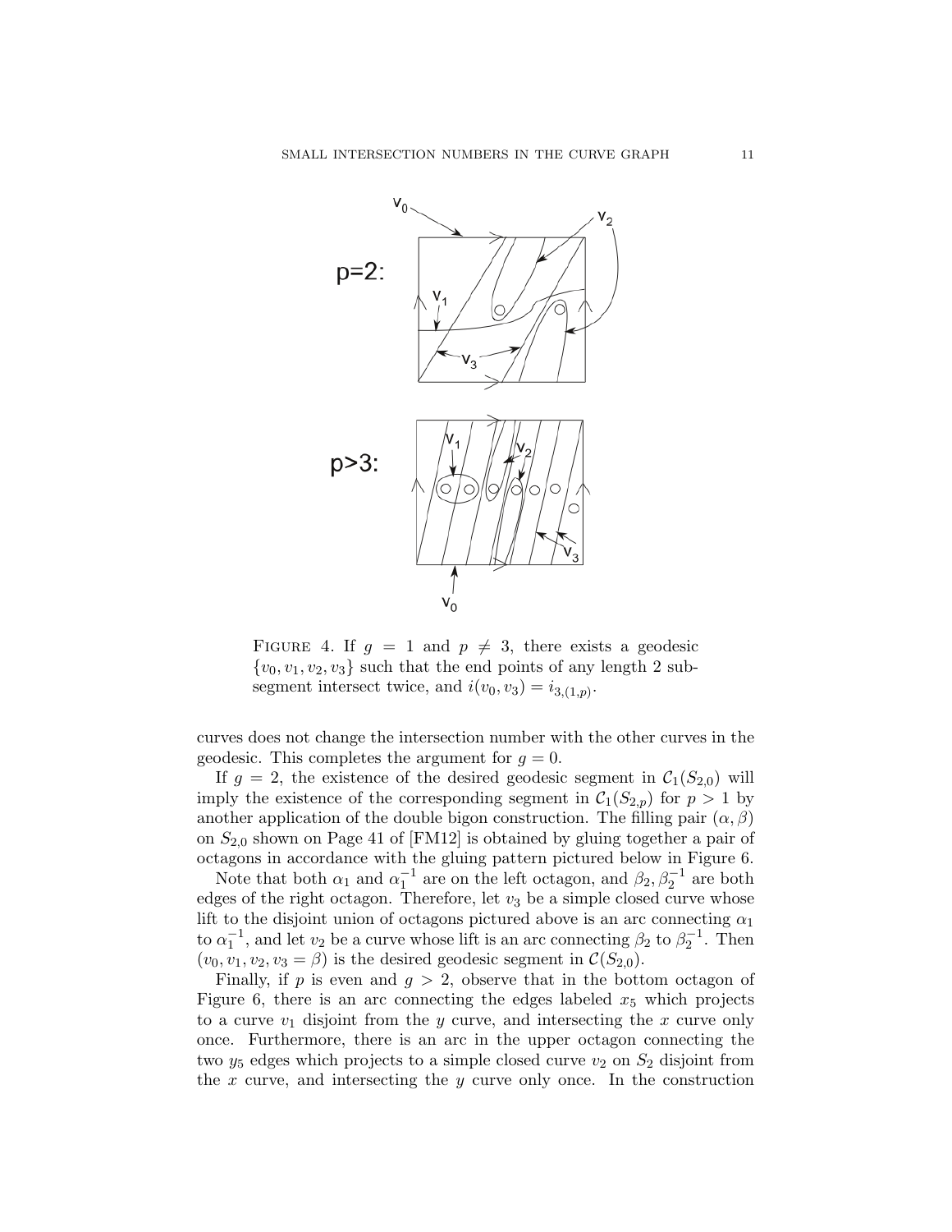FIGURE 4. If $g = 1$ and $p \neq 3$, there exists a geodesic $\{v_0, v_1, v_2, v_3\}$ such that the end points of any length 2 subsegment intersect twice, and $i(v_0, v_3) = i_{3,(1,p)}$.

curves does not change the intersection number with the other curves in the geodesic. This completes the argument for $g = 0$.

If $g = 2$, the existence of the desired geodesic segment in $\mathcal{C}_1(S_{2,0})$ will imply the existence of the corresponding segment in $\mathcal{C}_1(S_{2,p})$ for $p > 1$ by another application of the double bigon construction. The filling pair $(\alpha, \beta)$ on $S_{2,0}$ shown on Page 41 of [FM12] is obtained by gluing together a pair of octagons in accordance with the gluing pattern pictured below in Figure 6.

Note that both $\alpha_1$ and $\alpha_1^{-1}$ are on the left octagon, and $\beta_2, \beta_2^{-1}$ are both edges of the right octagon. Therefore, let $v_3$ be a simple closed curve whose lift to the disjoint union of octagons pictured above is an arc connecting $\alpha_1$ to $\alpha_1^{-1}$, and let $v_2$ be a curve whose lift is an arc connecting $\beta_2$ to $\beta_2^{-1}$. Then $(v_0, v_1, v_2, v_3 = \beta)$ is the desired geodesic segment in $\mathcal{C}(S_{2,0})$.

Finally, if $p$ is even and $g > 2$, observe that in the bottom octagon of Figure 6, there is an arc connecting the edges labeled $x_5$ which projects to a curve $v_1$ disjoint from the $y$ curve, and intersecting the $x$ curve only once. Furthermore, there is an arc in the upper octagon connecting the two $y_5$ edges which projects to a simple closed curve $v_2$ on $S_2$ disjoint from the $x$ curve, and intersecting the $y$ curve only once. In the construction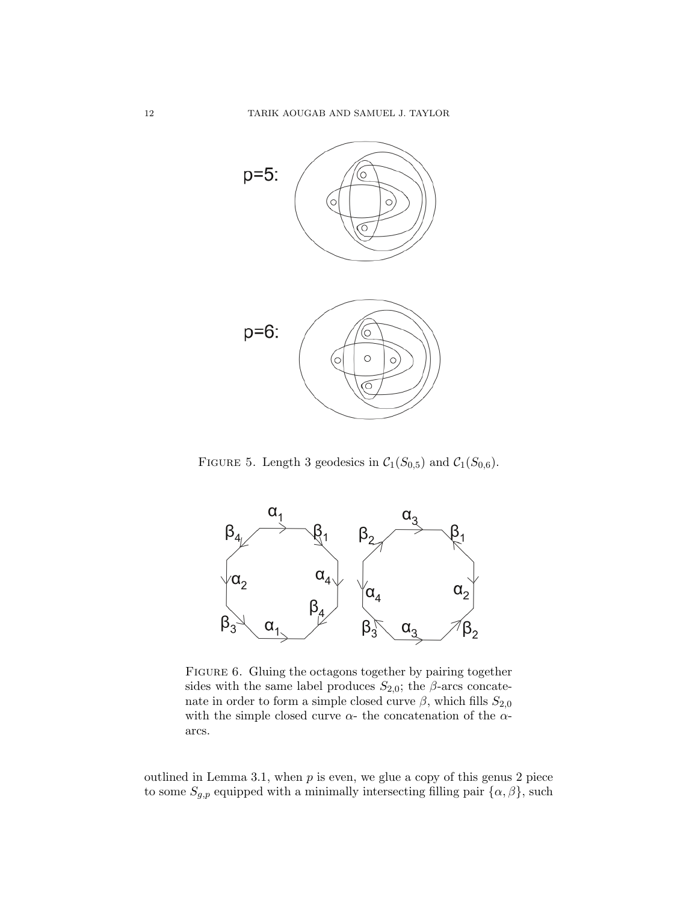FIGURE 5. Length 3 geodesics in $\mathcal{C}_1(S_{0,5})$ and $\mathcal{C}_1(S_{0,6})$.

FIGURE 6. Gluing the octagons together by pairing together sides with the same label produces $S_{2,0}$; the $\beta$-arcs concatenate in order to form a simple closed curve $\beta$, which fills $S_{2,0}$ with the simple closed curve $\alpha$- the concatenation of the $\alpha$-arcs.

outlined in Lemma 3.1, when $p$ is even, we glue a copy of this genus 2 piece to some $S_{g,p}$ equipped with a minimally intersecting filling pair $\{\alpha, \beta\}$, such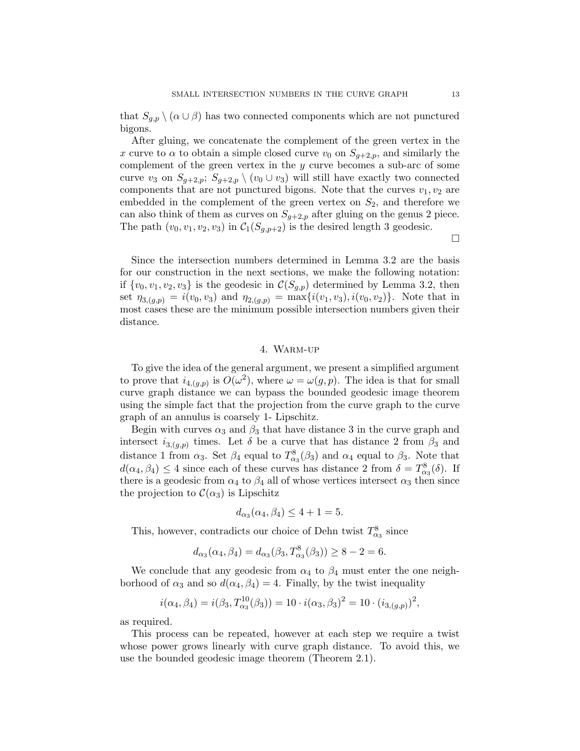that $S_{g,p} \setminus (\alpha \cup \beta)$ has two connected components which are not punctured bigons.

After gluing, we concatenate the complement of the green vertex in the $x$ curve to $\alpha$ to obtain a simple closed curve $v_0$ on $S_{g+2,p}$, and similarly the complement of the green vertex in the $y$ curve becomes a sub-arc of some curve $v_3$ on $S_{g+2,p}$; $S_{g+2,p} \setminus (v_0 \cup v_3)$ will still have exactly two connected components that are not punctured bigons. Note that the curves $v_1, v_2$ are embedded in the complement of the green vertex on $S_2$, and therefore we can also think of them as curves on $S_{g+2,p}$ after gluing on the genus 2 piece. The path $(v_0, v_1, v_2, v_3)$ in $\mathcal{C}_1(S_{g,p+2})$ is the desired length 3 geodesic.

∎

Since the intersection numbers determined in Lemma 3.2 are the basis for our construction in the next sections, we make the following notation: if $\{v_0, v_1, v_2, v_3\}$ is the geodesic in $\mathcal{C}(S_{g,p})$ determined by Lemma 3.2, then set $\eta_{3,(g,p)} = i(v_0, v_3)$ and $\eta_{2,(g,p)} = \max\{i(v_1, v_3), i(v_0, v_2)\}$. Note that in most cases these are the minimum possible intersection numbers given their distance.

# 4. Warm-up

To give the idea of the general argument, we present a simplified argument to prove that $i_{4,(g,p)}$ is $O(\omega^2)$, where $\omega = \omega(g,p)$. The idea is that for small curve graph distance we can bypass the bounded geodesic image theorem using the simple fact that the projection from the curve graph to the curve graph of an annulus is coarsely 1- Lipschitz.

Begin with curves $\alpha_3$ and $\beta_3$ that have distance 3 in the curve graph and intersect $i_{3,(g,p)}$ times. Let $\delta$ be a curve that has distance 2 from $\beta_3$ and distance 1 from $\alpha_3$. Set $\beta_4$ equal to $T^8_{\alpha_3}(\beta_3)$ and $\alpha_4$ equal to $\beta_3$. Note that $d(\alpha_4, \beta_4) \leq 4$ since each of these curves has distance 2 from $\delta = T^8_{\alpha_3}(\delta)$. If there is a geodesic from $\alpha_4$ to $\beta_4$ all of whose vertices intersect $\alpha_3$ then since the projection to $\mathcal{C}(\alpha_3)$ is Lipschitz

$$d_{\alpha_3}(\alpha_4, \beta_4) \leq 4 + 1 = 5.$$

This, however, contradicts our choice of Dehn twist $T^8_{\alpha_3}$ since

$$d_{\alpha_3}(\alpha_4, \beta_4) = d_{\alpha_3}(\beta_3, T^8_{\alpha_3}(\beta_3)) \geq 8 - 2 = 6.$$

We conclude that any geodesic from $\alpha_4$ to $\beta_4$ must enter the one neighborhood of $\alpha_3$ and so $d(\alpha_4, \beta_4) = 4$. Finally, by the twist inequality

$$i(\alpha_4, \beta_4) = i(\beta_3, T^{10}_{\alpha_3}(\beta_3)) = 10 \cdot i(\alpha_3, \beta_3)^2 = 10 \cdot (i_{3,(g,p)})^2,$$

as required.

This process can be repeated, however at each step we require a twist whose power grows linearly with curve graph distance. To avoid this, we use the bounded geodesic image theorem (Theorem 2.1).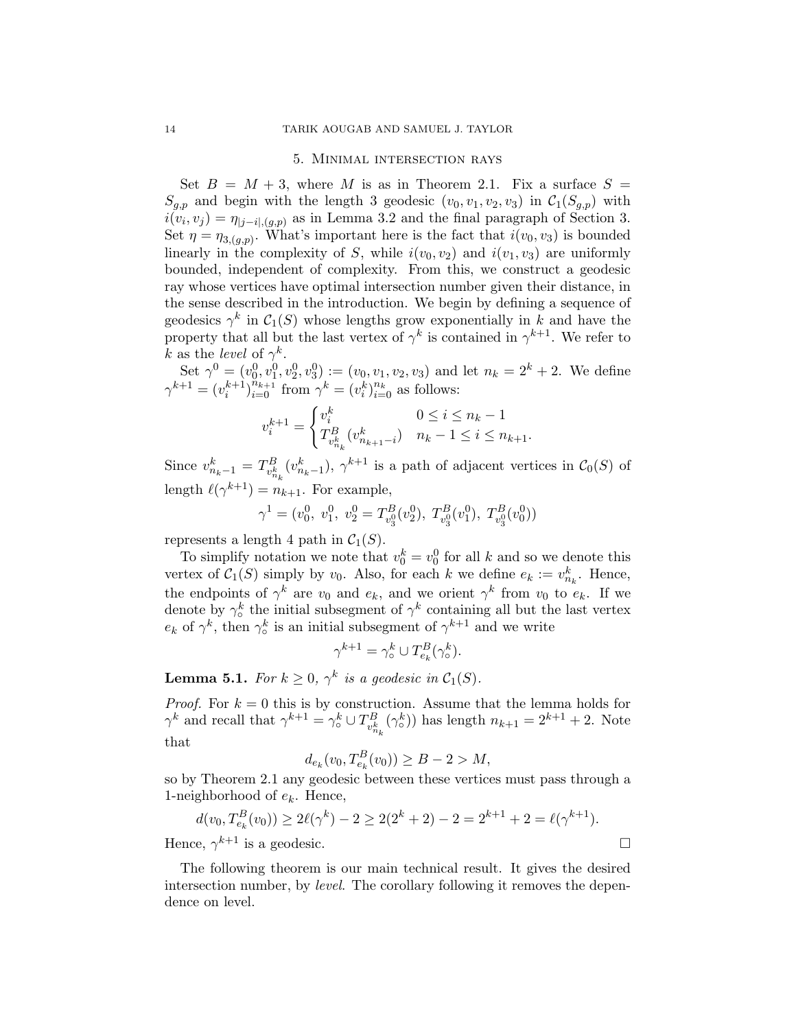## 5. Minimal intersection rays

Set $B = M + 3$, where $M$ is as in Theorem 2.1. Fix a surface $S = S_{g,p}$ and begin with the length 3 geodesic $(v_0, v_1, v_2, v_3)$ in $\mathcal{C}_1(S_{g,p})$ with $i(v_i, v_j) = \eta_{|j-i|,(g,p)}$ as in Lemma 3.2 and the final paragraph of Section 3. Set $\eta = \eta_{3,(g,p)}$. What's important here is the fact that $i(v_0, v_3)$ is bounded linearly in the complexity of $S$, while $i(v_0, v_2)$ and $i(v_1, v_3)$ are uniformly bounded, independent of complexity. From this, we construct a geodesic ray whose vertices have optimal intersection number given their distance, in the sense described in the introduction. We begin by defining a sequence of geodesics $\gamma^k$ in $\mathcal{C}_1(S)$ whose lengths grow exponentially in $k$ and have the property that all but the last vertex of $\gamma^k$ is contained in $\gamma^{k+1}$. We refer to $k$ as the *level* of $\gamma^k$.

Set $\gamma^0 = (v_0^0, v_1^0, v_2^0, v_3^0) := (v_0, v_1, v_2, v_3)$ and let $n_k = 2^k + 2$. We define $\gamma^{k+1} = (v_i^{k+1})_{i=0}^{n_{k+1}}$ from $\gamma^k = (v_i^k)_{i=0}^{n_k}$ as follows:

$$v_i^{k+1} = \begin{cases} v_i^k & 0 \leq i \leq n_k - 1 \\ T^B_{v^k_{n_k}}(v^k_{n_{k+1}-i}) & n_k - 1 \leq i \leq n_{k+1}. \end{cases}$$

Since $v^k_{n_k - 1} = T^B_{v^k_{n_k}}(v^k_{n_k-1})$, $\gamma^{k+1}$ is a path of adjacent vertices in $\mathcal{C}_0(S)$ of length $\ell(\gamma^{k+1}) = n_{k+1}$. For example,

$$\gamma^1 = (v_0^0,\ v_1^0,\ v_2^0 = T^B_{v_3^0}(v_2^0),\ T^B_{v_3^0}(v_1^0),\ T^B_{v_3^0}(v_0^0))$$

represents a length 4 path in $\mathcal{C}_1(S)$.

To simplify notation we note that $v_0^k = v_0^0$ for all $k$ and so we denote this vertex of $\mathcal{C}_1(S)$ simply by $v_0$. Also, for each $k$ we define $e_k := v^k_{n_k}$. Hence, the endpoints of $\gamma^k$ are $v_0$ and $e_k$, and we orient $\gamma^k$ from $v_0$ to $e_k$. If we denote by $\gamma^k_\circ$ the initial subsegment of $\gamma^k$ containing all but the last vertex $e_k$ of $\gamma^k$, then $\gamma^k_\circ$ is an initial subsegment of $\gamma^{k+1}$ and we write

$$\gamma^{k+1} = \gamma^k_\circ \cup T^B_{e_k}(\gamma^k_\circ).$$

**Lemma 5.1.** *For $k \geq 0$, $\gamma^k$ is a geodesic in $\mathcal{C}_1(S)$.*

*Proof.* For $k = 0$ this is by construction. Assume that the lemma holds for $\gamma^k$ and recall that $\gamma^{k+1} = \gamma^k_\circ \cup T^B_{v^k_{n_k}}(\gamma^k_\circ))$ has length $n_{k+1} = 2^{k+1} + 2$. Note that

$$d_{e_k}(v_0, T^B_{e_k}(v_0)) \geq B - 2 > M,$$

so by Theorem 2.1 any geodesic between these vertices must pass through a 1-neighborhood of $e_k$. Hence,

$$d(v_0, T^B_{e_k}(v_0)) \geq 2\ell(\gamma^k) - 2 \geq 2(2^k + 2) - 2 = 2^{k+1} + 2 = \ell(\gamma^{k+1}).$$

Hence, $\gamma^{k+1}$ is a geodesic. $\square$

The following theorem is our main technical result. It gives the desired intersection number, by *level*. The corollary following it removes the dependence on level.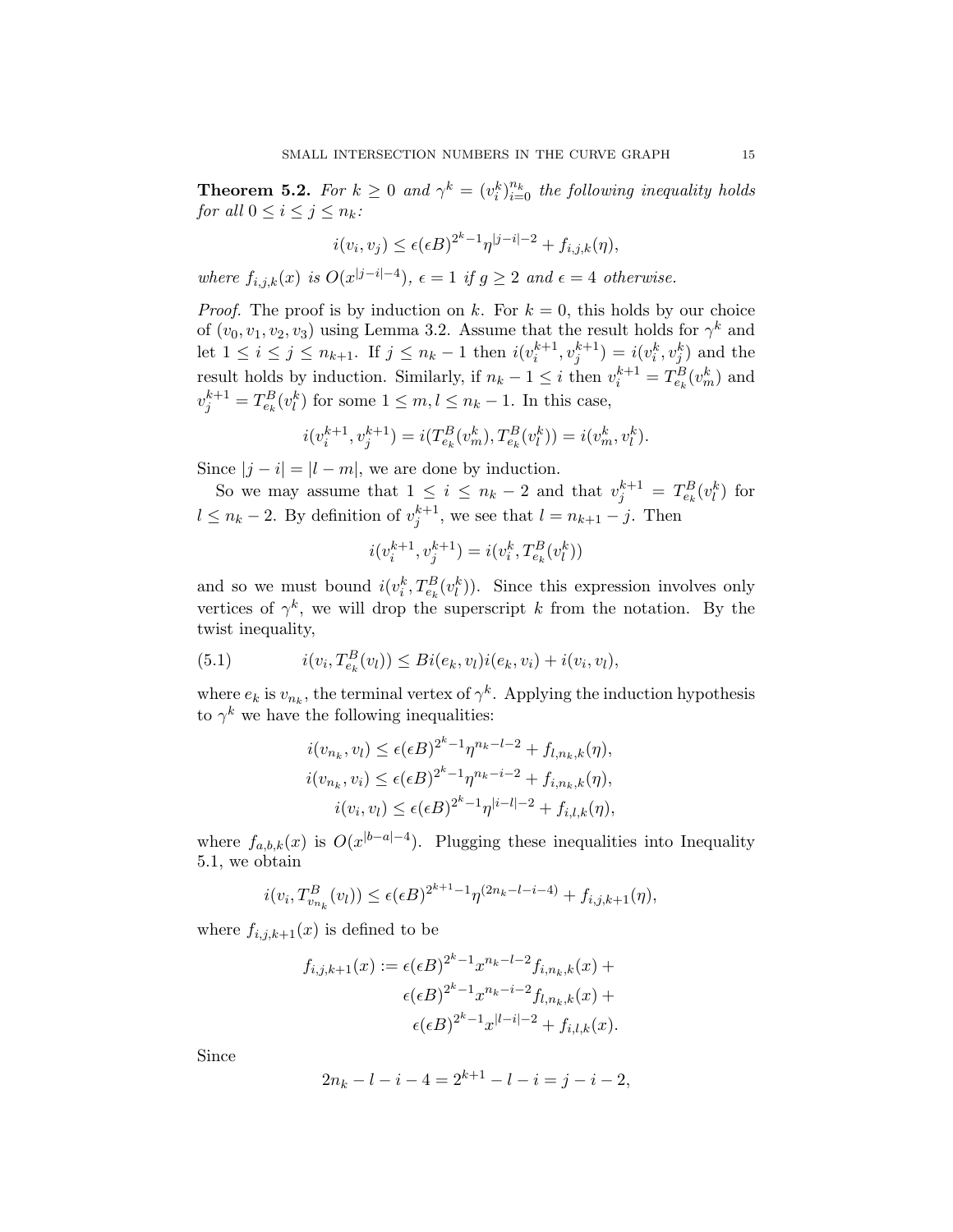**Theorem 5.2.** *For $k \geq 0$ and $\gamma^k = (v_i^k)_{i=0}^{n_k}$ the following inequality holds for all $0 \leq i \leq j \leq n_k$:*

$$i(v_i, v_j) \leq \epsilon(\epsilon B)^{2^k - 1} \eta^{|j-i|-2} + f_{i,j,k}(\eta),$$

*where $f_{i,j,k}(x)$ is $O(x^{|j-i|-4})$, $\epsilon = 1$ if $g \geq 2$ and $\epsilon = 4$ otherwise.*

*Proof.* The proof is by induction on $k$. For $k = 0$, this holds by our choice of $(v_0, v_1, v_2, v_3)$ using Lemma 3.2. Assume that the result holds for $\gamma^k$ and let $1 \leq i \leq j \leq n_{k+1}$. If $j \leq n_k - 1$ then $i(v_i^{k+1}, v_j^{k+1}) = i(v_i^k, v_j^k)$ and the result holds by induction. Similarly, if $n_k - 1 \leq i$ then $v_i^{k+1} = T_{e_k}^B(v_m^k)$ and $v_j^{k+1} = T_{e_k}^B(v_l^k)$ for some $1 \leq m, l \leq n_k - 1$. In this case,

$$i(v_i^{k+1}, v_j^{k+1}) = i(T_{e_k}^B(v_m^k), T_{e_k}^B(v_l^k)) = i(v_m^k, v_l^k).$$

Since $|j - i| = |l - m|$, we are done by induction.

So we may assume that $1 \leq i \leq n_k - 2$ and that $v_j^{k+1} = T_{e_k}^B(v_l^k)$ for $l \leq n_k - 2$. By definition of $v_j^{k+1}$, we see that $l = n_{k+1} - j$. Then

$$i(v_i^{k+1}, v_j^{k+1}) = i(v_i^k, T_{e_k}^B(v_l^k))$$

and so we must bound $i(v_i^k, T_{e_k}^B(v_l^k))$. Since this expression involves only vertices of $\gamma^k$, we will drop the superscript $k$ from the notation. By the twist inequality,

$$i(v_i, T_{e_k}^B(v_l)) \leq B i(e_k, v_l) i(e_k, v_i) + i(v_i, v_l), \tag{5.1}$$

where $e_k$ is $v_{n_k}$, the terminal vertex of $\gamma^k$. Applying the induction hypothesis to $\gamma^k$ we have the following inequalities:

$$\begin{aligned}
i(v_{n_k}, v_l) &\leq \epsilon(\epsilon B)^{2^k - 1} \eta^{n_k - l - 2} + f_{l,n_k,k}(\eta), \\
i(v_{n_k}, v_i) &\leq \epsilon(\epsilon B)^{2^k - 1} \eta^{n_k - i - 2} + f_{i,n_k,k}(\eta), \\
i(v_i, v_l) &\leq \epsilon(\epsilon B)^{2^k - 1} \eta^{|i-l|-2} + f_{i,l,k}(\eta),
\end{aligned}$$

where $f_{a,b,k}(x)$ is $O(x^{|b-a|-4})$. Plugging these inequalities into Inequality 5.1, we obtain

$$i(v_i, T_{v_{n_k}}^B(v_l)) \leq \epsilon(\epsilon B)^{2^{k+1}-1} \eta^{(2n_k - l - i - 4)} + f_{i,j,k+1}(\eta),$$

where $f_{i,j,k+1}(x)$ is defined to be

$$\begin{aligned}
f_{i,j,k+1}(x) := \; & \epsilon(\epsilon B)^{2^k - 1} x^{n_k - l - 2} f_{i,n_k,k}(x) + \\
& \epsilon(\epsilon B)^{2^k - 1} x^{n_k - i - 2} f_{l,n_k,k}(x) + \\
& \epsilon(\epsilon B)^{2^k - 1} x^{|l-i|-2} + f_{i,l,k}(x).
\end{aligned}$$

Since

$$2n_k - l - i - 4 = 2^{k+1} - l - i = j - i - 2,$$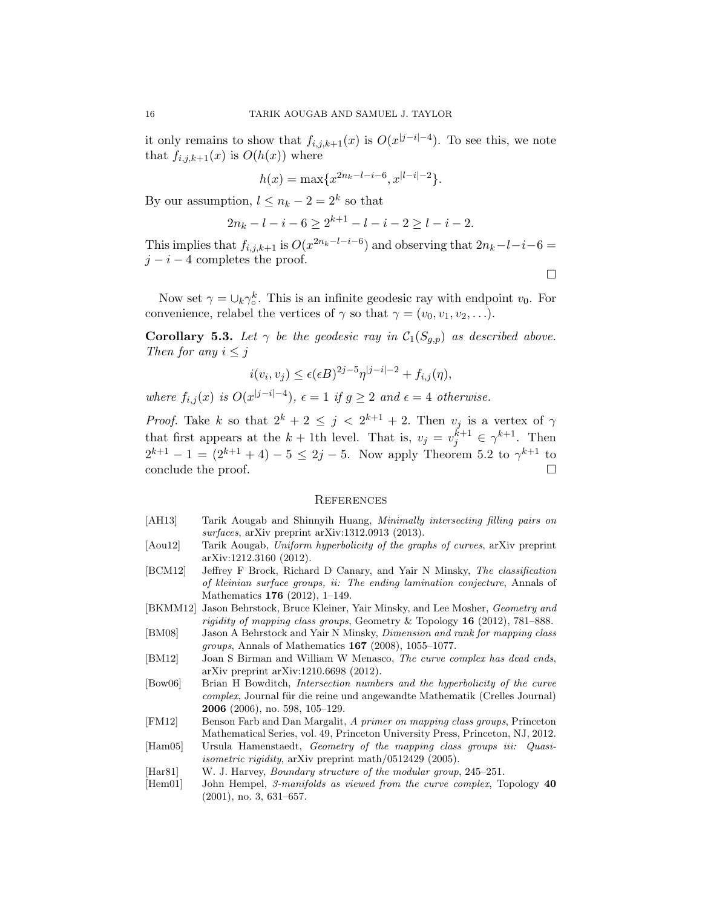it only remains to show that $f_{i,j,k+1}(x)$ is $O(x^{|j-i|-4})$. To see this, we note that $f_{i,j,k+1}(x)$ is $O(h(x))$ where

$$h(x) = \max\{x^{2n_k-l-i-6}, x^{|l-i|-2}\}.$$

By our assumption, $l \leq n_k - 2 = 2^k$ so that

$$2n_k - l - i - 6 \geq 2^{k+1} - l - i - 2 \geq l - i - 2.$$

This implies that $f_{i,j,k+1}$ is $O(x^{2n_k-l-i-6})$ and observing that $2n_k - l - i - 6 = j - i - 4$ completes the proof. $\square$

Now set $\gamma = \cup_k \gamma_\circ^k$. This is an infinite geodesic ray with endpoint $v_0$. For convenience, relabel the vertices of $\gamma$ so that $\gamma = (v_0, v_1, v_2, \ldots)$.

**Corollary 5.3.** *Let $\gamma$ be the geodesic ray in $\mathcal{C}_1(S_{g,p})$ as described above. Then for any $i \leq j$*

$$i(v_i, v_j) \leq \epsilon(\epsilon B)^{2j-5}\eta^{|j-i|-2} + f_{i,j}(\eta),$$

*where $f_{i,j}(x)$ is $O(x^{|j-i|-4})$, $\epsilon = 1$ if $g \geq 2$ and $\epsilon = 4$ otherwise.*

*Proof.* Take $k$ so that $2^k + 2 \leq j < 2^{k+1} + 2$. Then $v_j$ is a vertex of $\gamma$ that first appears at the $k+1$th level. That is, $v_j = v_j^{k+1} \in \gamma^{k+1}$. Then $2^{k+1} - 1 = (2^{k+1} + 4) - 5 \leq 2j - 5$. Now apply Theorem 5.2 to $\gamma^{k+1}$ to conclude the proof. $\square$

## References

[AH13] Tarik Aougab and Shinnyih Huang, *Minimally intersecting filling pairs on surfaces*, arXiv preprint arXiv:1312.0913 (2013).

[Aou12] Tarik Aougab, *Uniform hyperbolicity of the graphs of curves*, arXiv preprint arXiv:1212.3160 (2012).

[BCM12] Jeffrey F Brock, Richard D Canary, and Yair N Minsky, *The classification of kleinian surface groups, ii: The ending lamination conjecture*, Annals of Mathematics **176** (2012), 1–149.

[BKMM12] Jason Behrstock, Bruce Kleiner, Yair Minsky, and Lee Mosher, *Geometry and rigidity of mapping class groups*, Geometry & Topology **16** (2012), 781–888.

[BM08] Jason A Behrstock and Yair N Minsky, *Dimension and rank for mapping class groups*, Annals of Mathematics **167** (2008), 1055–1077.

[BM12] Joan S Birman and William W Menasco, *The curve complex has dead ends*, arXiv preprint arXiv:1210.6698 (2012).

[Bow06] Brian H Bowditch, *Intersection numbers and the hyperbolicity of the curve complex*, Journal für die reine und angewandte Mathematik (Crelles Journal) **2006** (2006), no. 598, 105–129.

[FM12] Benson Farb and Dan Margalit, *A primer on mapping class groups*, Princeton Mathematical Series, vol. 49, Princeton University Press, Princeton, NJ, 2012.

[Ham05] Ursula Hamenstaedt, *Geometry of the mapping class groups iii: Quasi-isometric rigidity*, arXiv preprint math/0512429 (2005).

[Har81] W. J. Harvey, *Boundary structure of the modular group*, 245–251.

[Hem01] John Hempel, *3-manifolds as viewed from the curve complex*, Topology **40** (2001), no. 3, 631–657.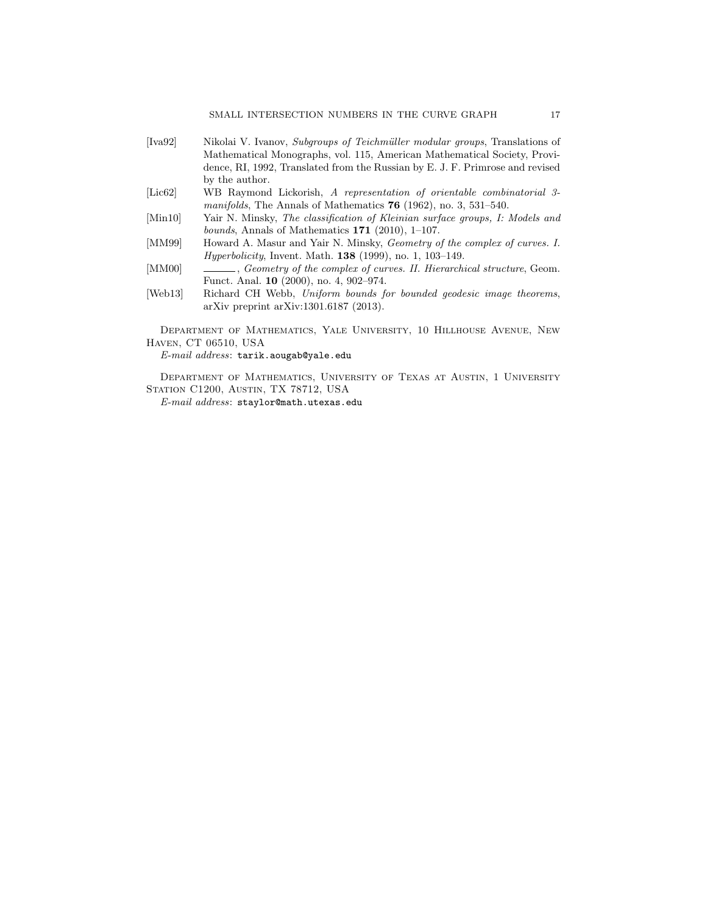[Iva92] Nikolai V. Ivanov, *Subgroups of Teichmüller modular groups*, Translations of Mathematical Monographs, vol. 115, American Mathematical Society, Providence, RI, 1992, Translated from the Russian by E. J. F. Primrose and revised by the author.

[Lic62] WB Raymond Lickorish, *A representation of orientable combinatorial 3-manifolds*, The Annals of Mathematics **76** (1962), no. 3, 531–540.

[Min10] Yair N. Minsky, *The classification of Kleinian surface groups, I: Models and bounds*, Annals of Mathematics **171** (2010), 1–107.

[MM99] Howard A. Masur and Yair N. Minsky, *Geometry of the complex of curves. I. Hyperbolicity*, Invent. Math. **138** (1999), no. 1, 103–149.

[MM00] ______, *Geometry of the complex of curves. II. Hierarchical structure*, Geom. Funct. Anal. **10** (2000), no. 4, 902–974.

[Web13] Richard CH Webb, *Uniform bounds for bounded geodesic image theorems*, arXiv preprint arXiv:1301.6187 (2013).

Department of Mathematics, Yale University, 10 Hillhouse Avenue, New Haven, CT 06510, USA

*E-mail address*: tarik.aougab@yale.edu

Department of Mathematics, University of Texas at Austin, 1 University Station C1200, Austin, TX 78712, USA

*E-mail address*: staylor@math.utexas.edu